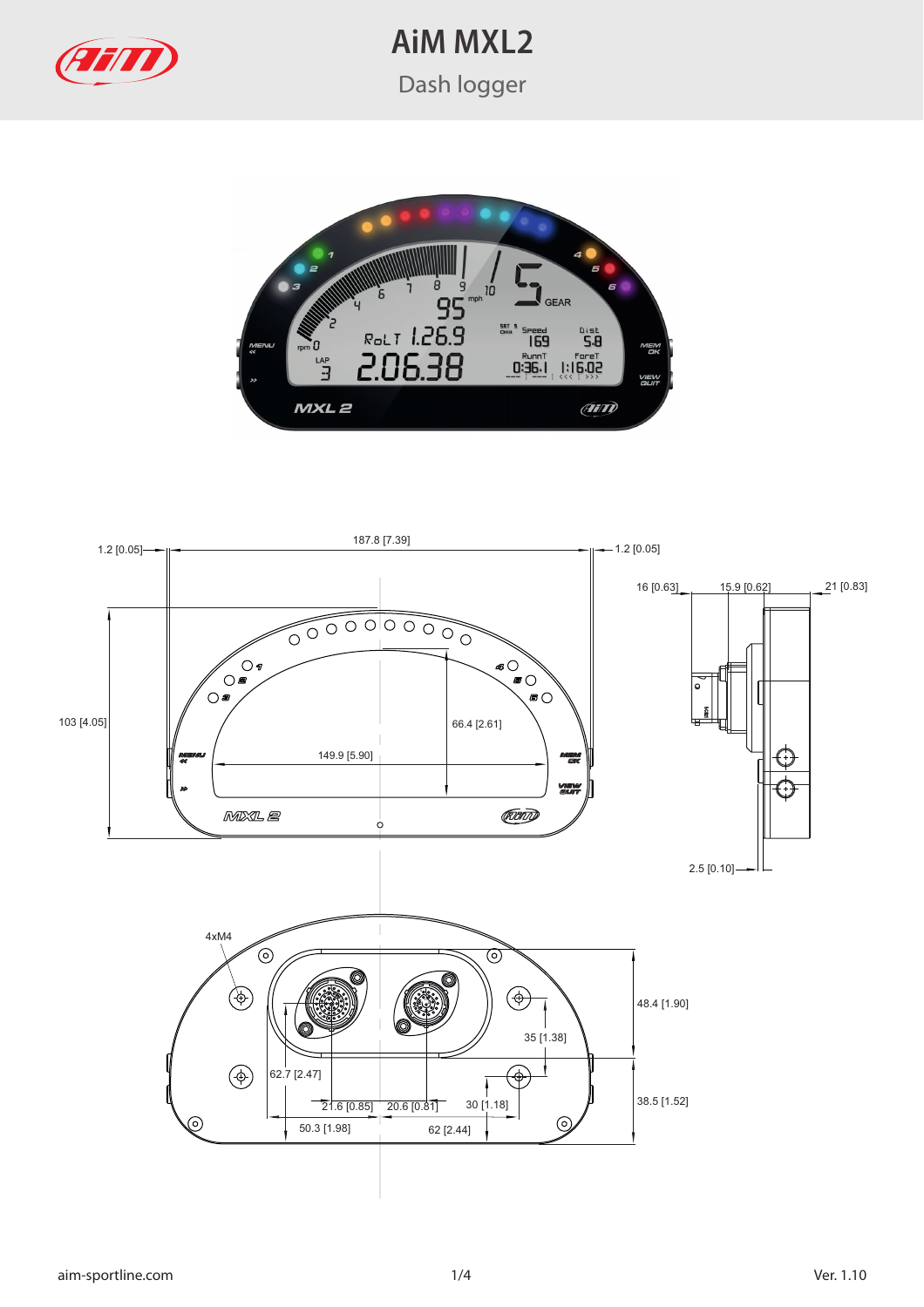# AiM MXL2

Dash logger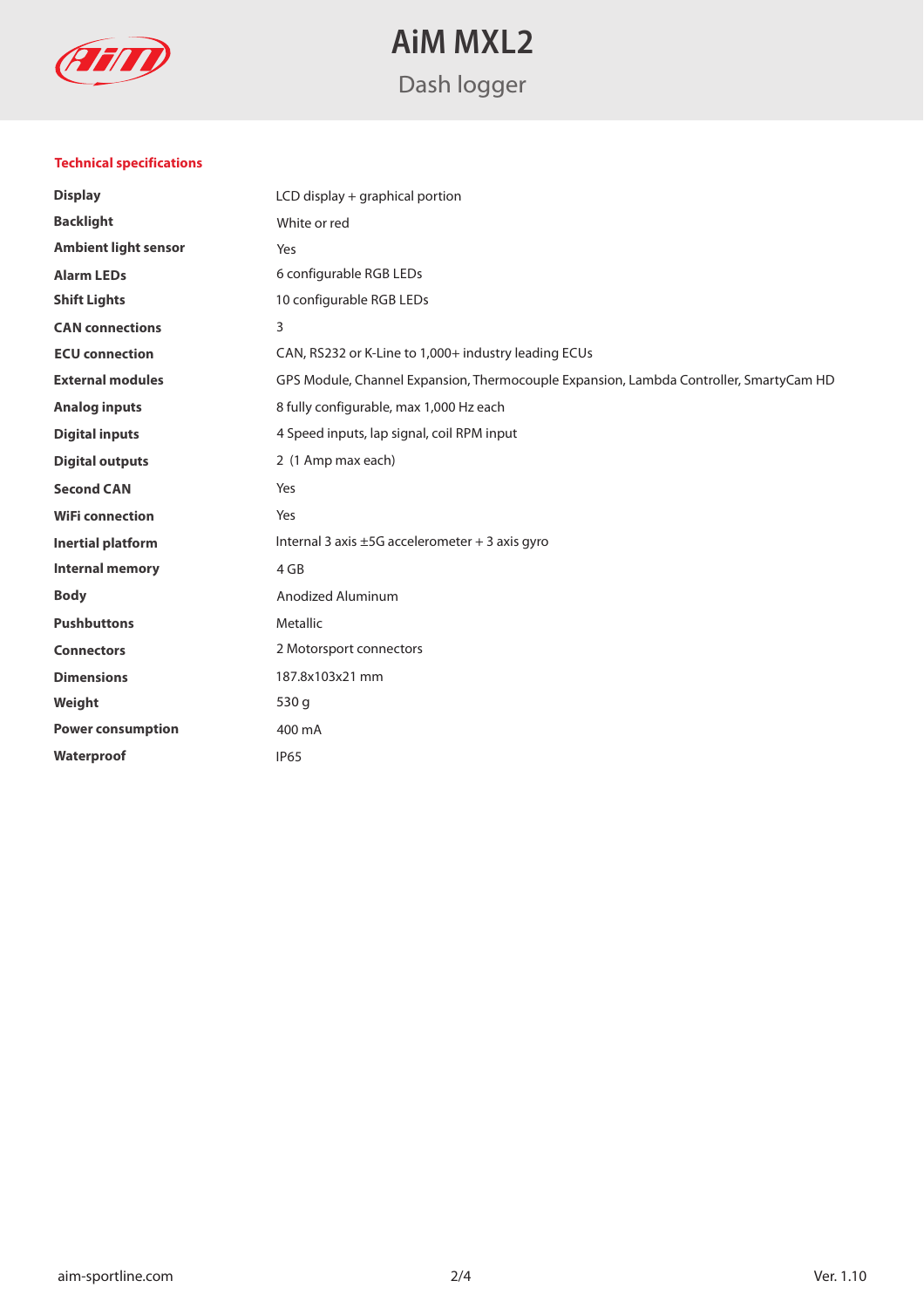# AiM MXL2

## Dash logger

### Technical specifications

| | |
|---|---|
| **Display** | LCD display + graphical portion |
| **Backlight** | White or red |
| **Ambient light sensor** | Yes |
| **Alarm LEDs** | 6 configurable RGB LEDs |
| **Shift Lights** | 10 configurable RGB LEDs |
| **CAN connections** | 3 |
| **ECU connection** | CAN, RS232 or K-Line to 1,000+ industry leading ECUs |
| **External modules** | GPS Module, Channel Expansion, Thermocouple Expansion, Lambda Controller, SmartyCam HD |
| **Analog inputs** | 8 fully configurable, max 1,000 Hz each |
| **Digital inputs** | 4 Speed inputs, lap signal, coil RPM input |
| **Digital outputs** | 2 (1 Amp max each) |
| **Second CAN** | Yes |
| **WiFi connection** | Yes |
| **Inertial platform** | Internal 3 axis ±5G accelerometer + 3 axis gyro |
| **Internal memory** | 4 GB |
| **Body** | Anodized Aluminum |
| **Pushbuttons** | Metallic |
| **Connectors** | 2 Motorsport connectors |
| **Dimensions** | 187.8x103x21 mm |
| **Weight** | 530 g |
| **Power consumption** | 400 mA |
| **Waterproof** | IP65 |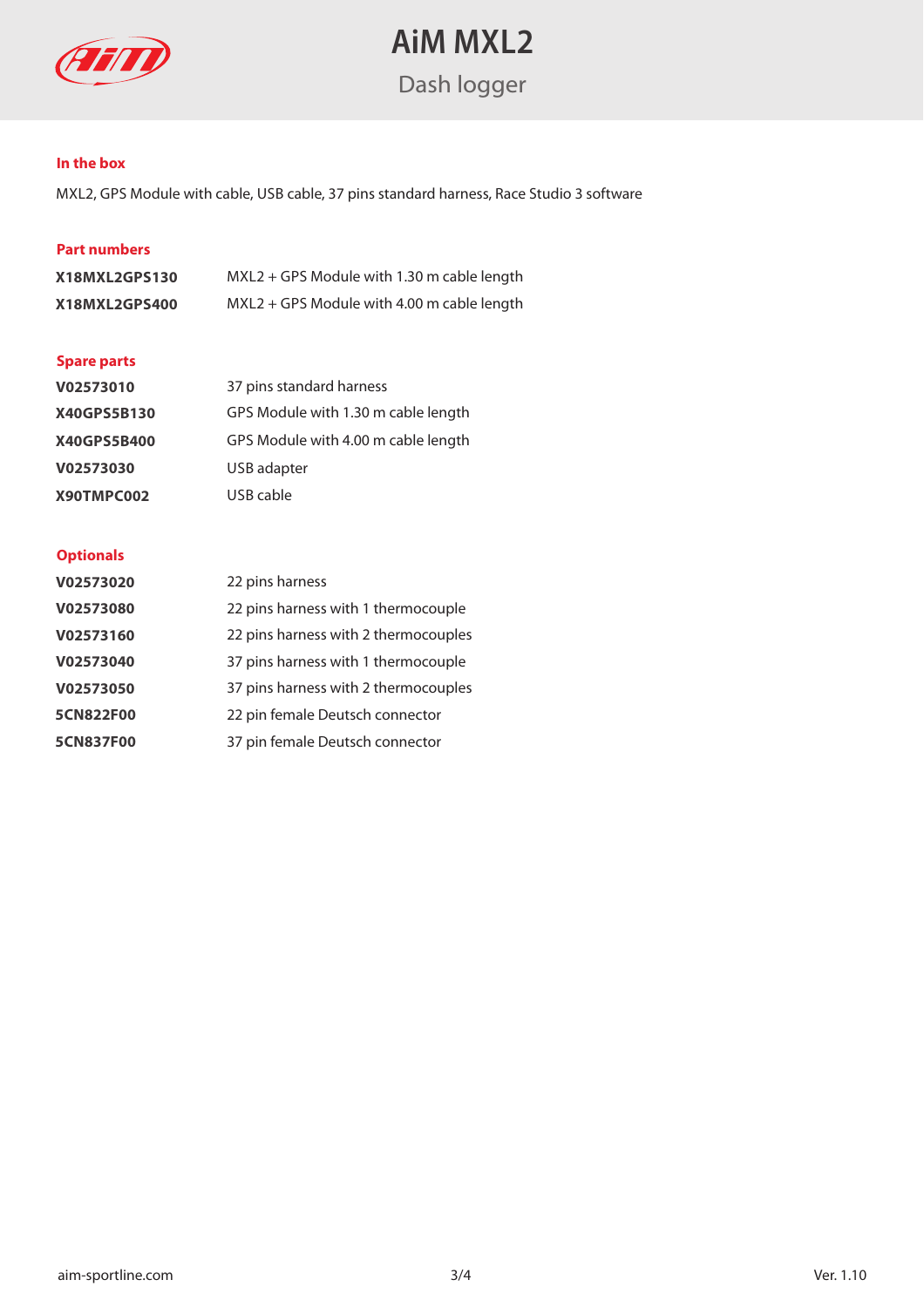# AiM MXL2

## Dash logger

### In the box

MXL2, GPS Module with cable, USB cable, 37 pins standard harness, Race Studio 3 software

### Part numbers

| | |
|---|---|
| **X18MXL2GPS130** | MXL2 + GPS Module with 1.30 m cable length |
| **X18MXL2GPS400** | MXL2 + GPS Module with 4.00 m cable length |

### Spare parts

| | |
|---|---|
| **V02573010** | 37 pins standard harness |
| **X40GPS5B130** | GPS Module with 1.30 m cable length |
| **X40GPS5B400** | GPS Module with 4.00 m cable length |
| **V02573030** | USB adapter |
| **X90TMPC002** | USB cable |

### Optionals

| | |
|---|---|
| **V02573020** | 22 pins harness |
| **V02573080** | 22 pins harness with 1 thermocouple |
| **V02573160** | 22 pins harness with 2 thermocouples |
| **V02573040** | 37 pins harness with 1 thermocouple |
| **V02573050** | 37 pins harness with 2 thermocouples |
| **5CN822F00** | 22 pin female Deutsch connector |
| **5CN837F00** | 37 pin female Deutsch connector |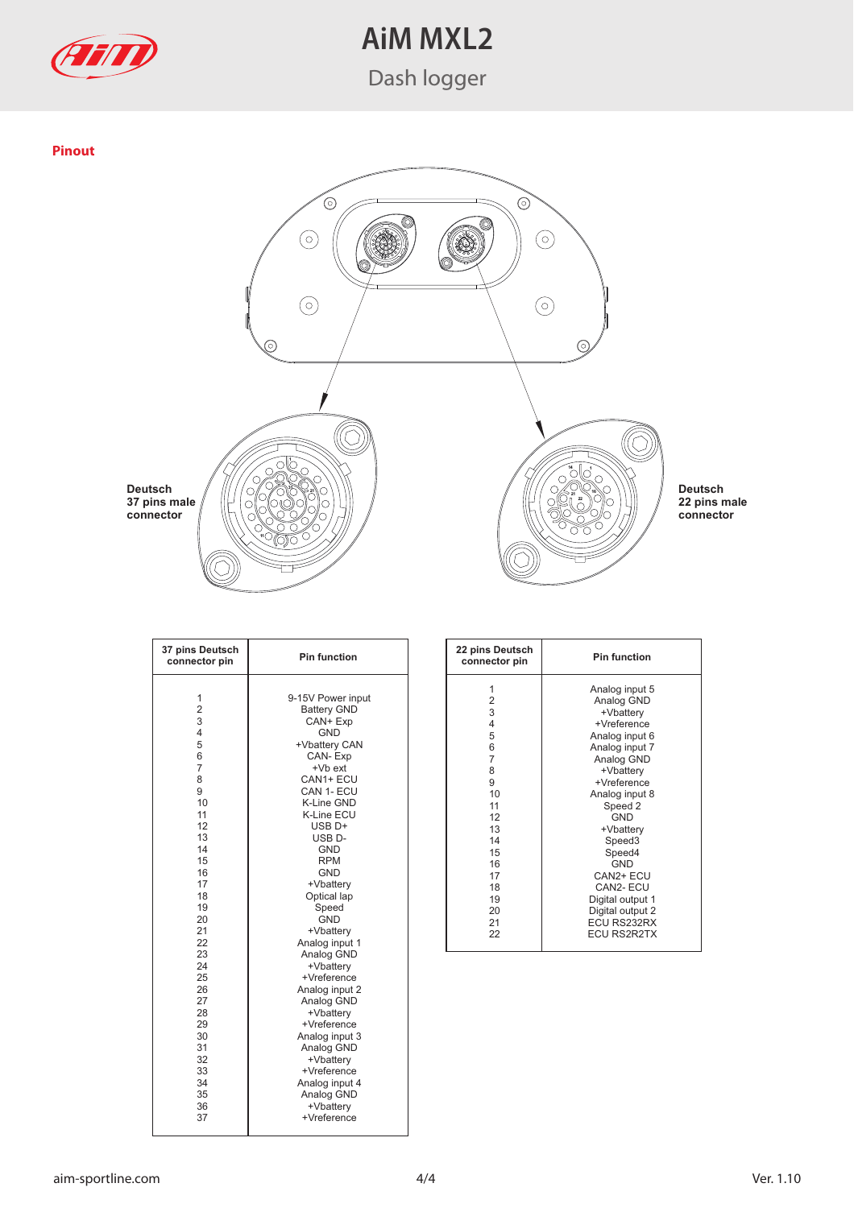## Pinout

Deutsch
37 pins male
connector

Deutsch
22 pins male
connector

| 37 pins Deutsch connector pin | Pin function |
|---|---|
| 1 | 9-15V Power input |
| 2 | Battery GND |
| 3 | CAN+ Exp |
| 4 | GND |
| 5 | +Vbattery CAN |
| 6 | CAN- Exp |
| 7 | +Vb ext |
| 8 | CAN1+ ECU |
| 9 | CAN 1- ECU |
| 10 | K-Line GND |
| 11 | K-Line ECU |
| 12 | USB D+ |
| 13 | USB D- |
| 14 | GND |
| 15 | RPM |
| 16 | GND |
| 17 | +Vbattery |
| 18 | Optical lap |
| 19 | Speed |
| 20 | GND |
| 21 | +Vbattery |
| 22 | Analog input 1 |
| 23 | Analog GND |
| 24 | +Vbattery |
| 25 | +Vreference |
| 26 | Analog input 2 |
| 27 | Analog GND |
| 28 | +Vbattery |
| 29 | +Vreference |
| 30 | Analog input 3 |
| 31 | Analog GND |
| 32 | +Vbattery |
| 33 | +Vreference |
| 34 | Analog input 4 |
| 35 | Analog GND |
| 36 | +Vbattery |
| 37 | +Vreference |

| 22 pins Deutsch connector pin | Pin function |
|---|---|
| 1 | Analog input 5 |
| 2 | Analog GND |
| 3 | +Vbattery |
| 4 | +Vreference |
| 5 | Analog input 6 |
| 6 | Analog input 7 |
| 7 | Analog GND |
| 8 | +Vbattery |
| 9 | +Vreference |
| 10 | Analog input 8 |
| 11 | Speed 2 |
| 12 | GND |
| 13 | +Vbattery |
| 14 | Speed3 |
| 15 | Speed4 |
| 16 | GND |
| 17 | CAN2+ ECU |
| 18 | CAN2- ECU |
| 19 | Digital output 1 |
| 20 | Digital output 2 |
| 21 | ECU RS232RX |
| 22 | ECU RS2R2TX |

aim-sportline.com

Ver. 1.10